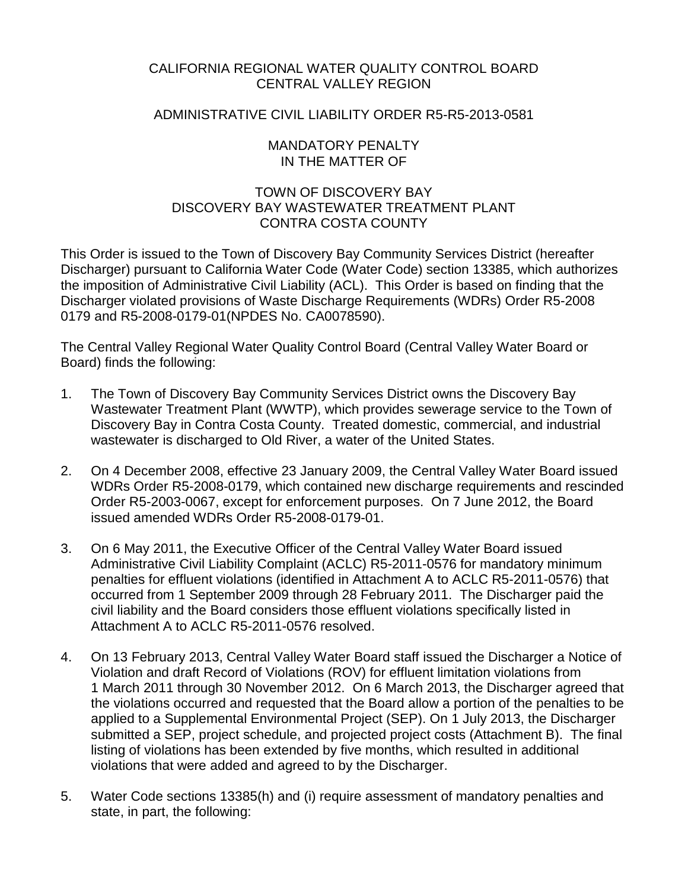# CALIFORNIA REGIONAL WATER QUALITY CONTROL BOARD
# CENTRAL VALLEY REGION

## ADMINISTRATIVE CIVIL LIABILITY ORDER R5-R5-2013-0581

## MANDATORY PENALTY
## IN THE MATTER OF

## TOWN OF DISCOVERY BAY
## DISCOVERY BAY WASTEWATER TREATMENT PLANT
## CONTRA COSTA COUNTY

This Order is issued to the Town of Discovery Bay Community Services District (hereafter Discharger) pursuant to California Water Code (Water Code) section 13385, which authorizes the imposition of Administrative Civil Liability (ACL). This Order is based on finding that the Discharger violated provisions of Waste Discharge Requirements (WDRs) Order R5-2008 0179 and R5-2008-0179-01(NPDES No. CA0078590).

The Central Valley Regional Water Quality Control Board (Central Valley Water Board or Board) finds the following:

1. The Town of Discovery Bay Community Services District owns the Discovery Bay Wastewater Treatment Plant (WWTP), which provides sewerage service to the Town of Discovery Bay in Contra Costa County. Treated domestic, commercial, and industrial wastewater is discharged to Old River, a water of the United States.

2. On 4 December 2008, effective 23 January 2009, the Central Valley Water Board issued WDRs Order R5-2008-0179, which contained new discharge requirements and rescinded Order R5-2003-0067, except for enforcement purposes. On 7 June 2012, the Board issued amended WDRs Order R5-2008-0179-01.

3. On 6 May 2011, the Executive Officer of the Central Valley Water Board issued Administrative Civil Liability Complaint (ACLC) R5-2011-0576 for mandatory minimum penalties for effluent violations (identified in Attachment A to ACLC R5-2011-0576) that occurred from 1 September 2009 through 28 February 2011. The Discharger paid the civil liability and the Board considers those effluent violations specifically listed in Attachment A to ACLC R5-2011-0576 resolved.

4. On 13 February 2013, Central Valley Water Board staff issued the Discharger a Notice of Violation and draft Record of Violations (ROV) for effluent limitation violations from 1 March 2011 through 30 November 2012. On 6 March 2013, the Discharger agreed that the violations occurred and requested that the Board allow a portion of the penalties to be applied to a Supplemental Environmental Project (SEP). On 1 July 2013, the Discharger submitted a SEP, project schedule, and projected project costs (Attachment B). The final listing of violations has been extended by five months, which resulted in additional violations that were added and agreed to by the Discharger.

5. Water Code sections 13385(h) and (i) require assessment of mandatory penalties and state, in part, the following: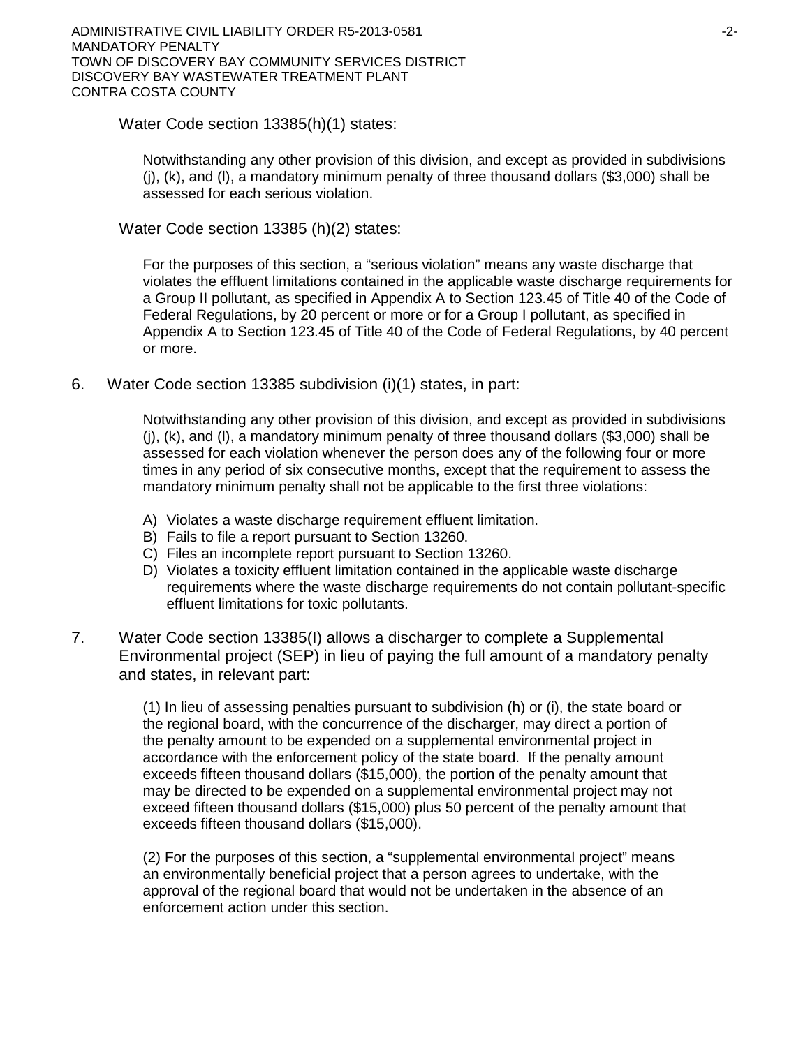Water Code section 13385(h)(1) states:

> Notwithstanding any other provision of this division, and except as provided in subdivisions (j), (k), and (l), a mandatory minimum penalty of three thousand dollars ($3,000) shall be assessed for each serious violation.

Water Code section 13385 (h)(2) states:

> For the purposes of this section, a "serious violation" means any waste discharge that violates the effluent limitations contained in the applicable waste discharge requirements for a Group II pollutant, as specified in Appendix A to Section 123.45 of Title 40 of the Code of Federal Regulations, by 20 percent or more or for a Group I pollutant, as specified in Appendix A to Section 123.45 of Title 40 of the Code of Federal Regulations, by 40 percent or more.

6. Water Code section 13385 subdivision (i)(1) states, in part:

> Notwithstanding any other provision of this division, and except as provided in subdivisions (j), (k), and (l), a mandatory minimum penalty of three thousand dollars ($3,000) shall be assessed for each violation whenever the person does any of the following four or more times in any period of six consecutive months, except that the requirement to assess the mandatory minimum penalty shall not be applicable to the first three violations:
>
> A) Violates a waste discharge requirement effluent limitation.
> B) Fails to file a report pursuant to Section 13260.
> C) Files an incomplete report pursuant to Section 13260.
> D) Violates a toxicity effluent limitation contained in the applicable waste discharge requirements where the waste discharge requirements do not contain pollutant-specific effluent limitations for toxic pollutants.

7. Water Code section 13385(I) allows a discharger to complete a Supplemental Environmental project (SEP) in lieu of paying the full amount of a mandatory penalty and states, in relevant part:

> (1) In lieu of assessing penalties pursuant to subdivision (h) or (i), the state board or the regional board, with the concurrence of the discharger, may direct a portion of the penalty amount to be expended on a supplemental environmental project in accordance with the enforcement policy of the state board. If the penalty amount exceeds fifteen thousand dollars ($15,000), the portion of the penalty amount that may be directed to be expended on a supplemental environmental project may not exceed fifteen thousand dollars ($15,000) plus 50 percent of the penalty amount that exceeds fifteen thousand dollars ($15,000).
>
> (2) For the purposes of this section, a "supplemental environmental project" means an environmentally beneficial project that a person agrees to undertake, with the approval of the regional board that would not be undertaken in the absence of an enforcement action under this section.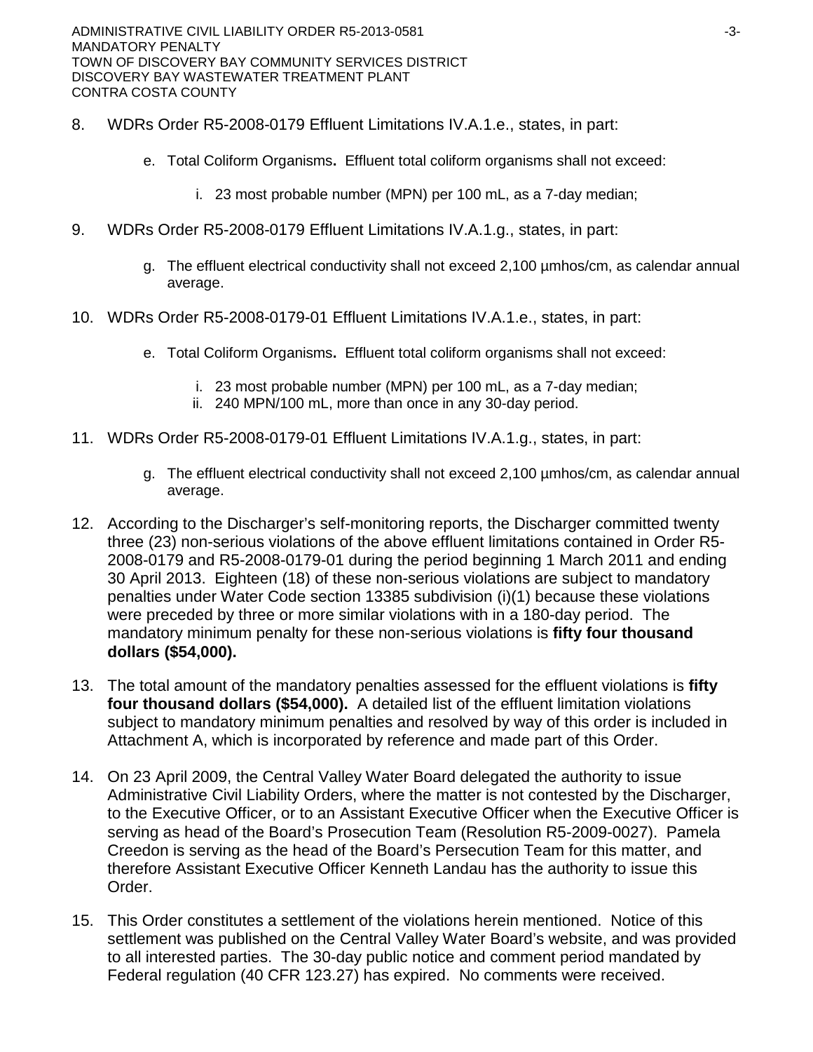8. WDRs Order R5-2008-0179 Effluent Limitations IV.A.1.e., states, in part:

   e. Total Coliform Organisms**.** Effluent total coliform organisms shall not exceed:

      i. 23 most probable number (MPN) per 100 mL, as a 7-day median;

9. WDRs Order R5-2008-0179 Effluent Limitations IV.A.1.g., states, in part:

   g. The effluent electrical conductivity shall not exceed 2,100 µmhos/cm, as calendar annual average.

10. WDRs Order R5-2008-0179-01 Effluent Limitations IV.A.1.e., states, in part:

    e. Total Coliform Organisms**.** Effluent total coliform organisms shall not exceed:

       i. 23 most probable number (MPN) per 100 mL, as a 7-day median;
       ii. 240 MPN/100 mL, more than once in any 30-day period.

11. WDRs Order R5-2008-0179-01 Effluent Limitations IV.A.1.g., states, in part:

    g. The effluent electrical conductivity shall not exceed 2,100 µmhos/cm, as calendar annual average.

12. According to the Discharger's self-monitoring reports, the Discharger committed twenty three (23) non-serious violations of the above effluent limitations contained in Order R5-2008-0179 and R5-2008-0179-01 during the period beginning 1 March 2011 and ending 30 April 2013. Eighteen (18) of these non-serious violations are subject to mandatory penalties under Water Code section 13385 subdivision (i)(1) because these violations were preceded by three or more similar violations with in a 180-day period. The mandatory minimum penalty for these non-serious violations is **fifty four thousand dollars ($54,000).**

13. The total amount of the mandatory penalties assessed for the effluent violations is **fifty four thousand dollars ($54,000).** A detailed list of the effluent limitation violations subject to mandatory minimum penalties and resolved by way of this order is included in Attachment A, which is incorporated by reference and made part of this Order.

14. On 23 April 2009, the Central Valley Water Board delegated the authority to issue Administrative Civil Liability Orders, where the matter is not contested by the Discharger, to the Executive Officer, or to an Assistant Executive Officer when the Executive Officer is serving as head of the Board's Prosecution Team (Resolution R5-2009-0027). Pamela Creedon is serving as the head of the Board's Persecution Team for this matter, and therefore Assistant Executive Officer Kenneth Landau has the authority to issue this Order.

15. This Order constitutes a settlement of the violations herein mentioned. Notice of this settlement was published on the Central Valley Water Board's website, and was provided to all interested parties. The 30-day public notice and comment period mandated by Federal regulation (40 CFR 123.27) has expired. No comments were received.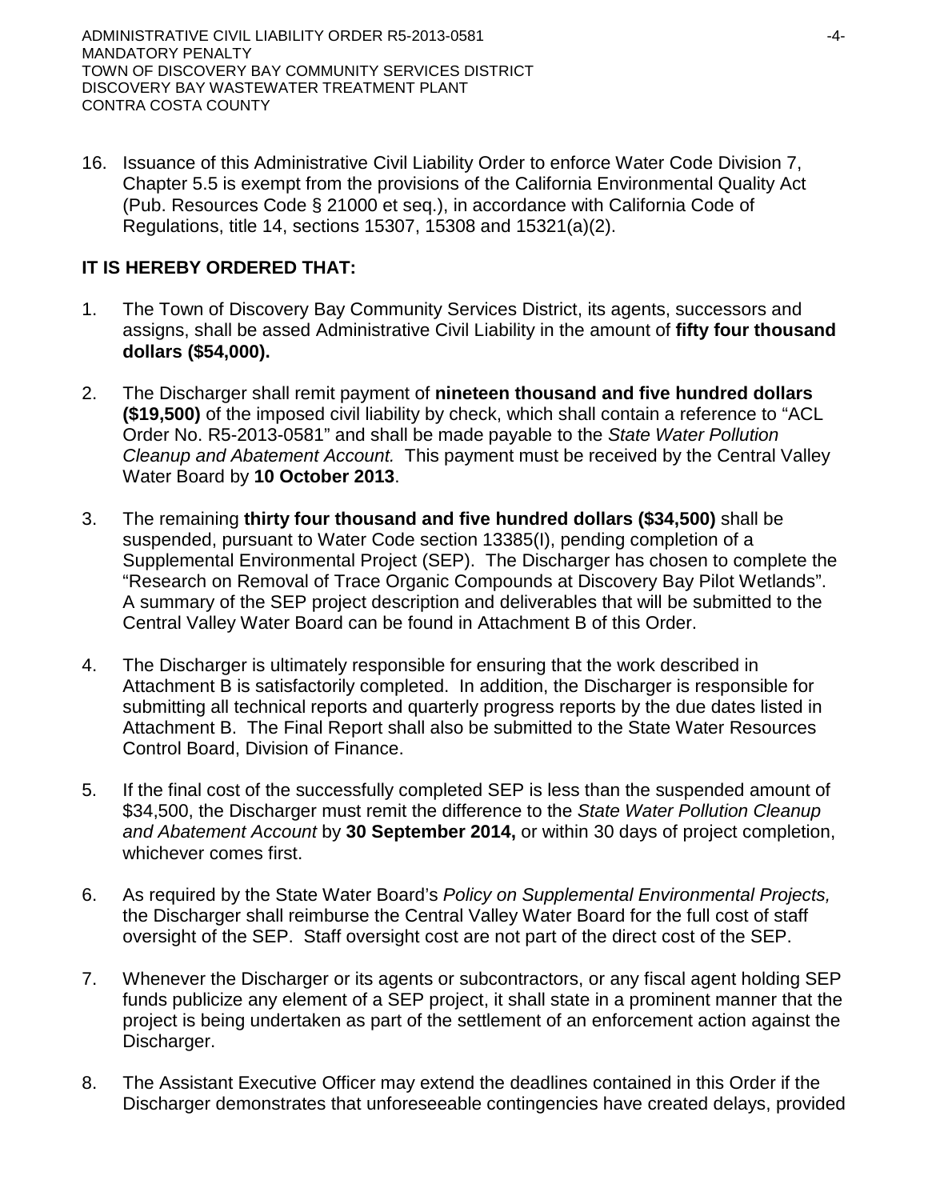16. Issuance of this Administrative Civil Liability Order to enforce Water Code Division 7, Chapter 5.5 is exempt from the provisions of the California Environmental Quality Act (Pub. Resources Code § 21000 et seq.), in accordance with California Code of Regulations, title 14, sections 15307, 15308 and 15321(a)(2).

**IT IS HEREBY ORDERED THAT:**

1. The Town of Discovery Bay Community Services District, its agents, successors and assigns, shall be assed Administrative Civil Liability in the amount of **fifty four thousand dollars ($54,000).**

2. The Discharger shall remit payment of **nineteen thousand and five hundred dollars ($19,500)** of the imposed civil liability by check, which shall contain a reference to "ACL Order No. R5-2013-0581" and shall be made payable to the *State Water Pollution Cleanup and Abatement Account.* This payment must be received by the Central Valley Water Board by **10 October 2013**.

3. The remaining **thirty four thousand and five hundred dollars ($34,500)** shall be suspended, pursuant to Water Code section 13385(I), pending completion of a Supplemental Environmental Project (SEP). The Discharger has chosen to complete the "Research on Removal of Trace Organic Compounds at Discovery Bay Pilot Wetlands". A summary of the SEP project description and deliverables that will be submitted to the Central Valley Water Board can be found in Attachment B of this Order.

4. The Discharger is ultimately responsible for ensuring that the work described in Attachment B is satisfactorily completed. In addition, the Discharger is responsible for submitting all technical reports and quarterly progress reports by the due dates listed in Attachment B. The Final Report shall also be submitted to the State Water Resources Control Board, Division of Finance.

5. If the final cost of the successfully completed SEP is less than the suspended amount of $34,500, the Discharger must remit the difference to the *State Water Pollution Cleanup and Abatement Account* by **30 September 2014,** or within 30 days of project completion, whichever comes first.

6. As required by the State Water Board's *Policy on Supplemental Environmental Projects,* the Discharger shall reimburse the Central Valley Water Board for the full cost of staff oversight of the SEP. Staff oversight cost are not part of the direct cost of the SEP.

7. Whenever the Discharger or its agents or subcontractors, or any fiscal agent holding SEP funds publicize any element of a SEP project, it shall state in a prominent manner that the project is being undertaken as part of the settlement of an enforcement action against the Discharger.

8. The Assistant Executive Officer may extend the deadlines contained in this Order if the Discharger demonstrates that unforeseeable contingencies have created delays, provided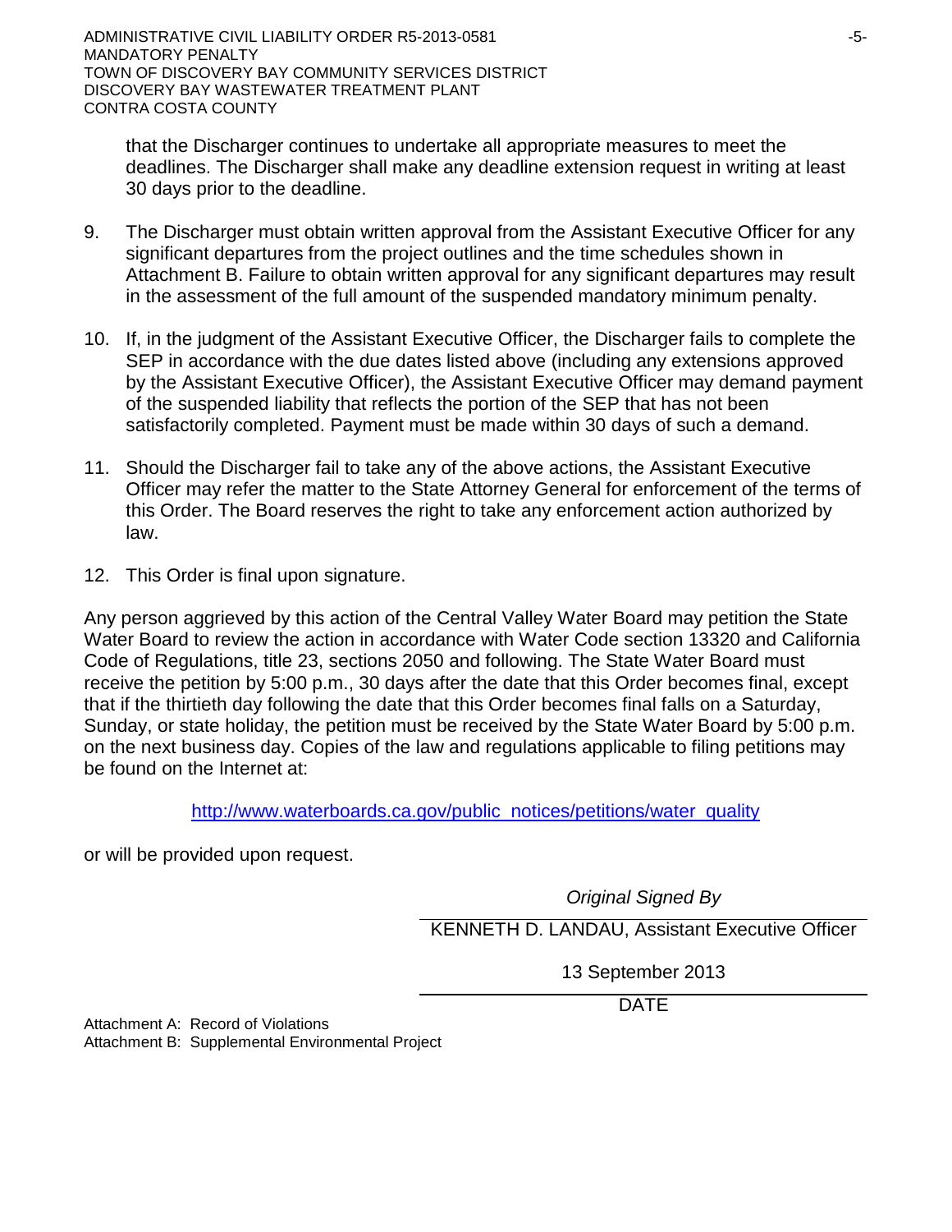that the Discharger continues to undertake all appropriate measures to meet the deadlines. The Discharger shall make any deadline extension request in writing at least 30 days prior to the deadline.

9. The Discharger must obtain written approval from the Assistant Executive Officer for any significant departures from the project outlines and the time schedules shown in Attachment B. Failure to obtain written approval for any significant departures may result in the assessment of the full amount of the suspended mandatory minimum penalty.

10. If, in the judgment of the Assistant Executive Officer, the Discharger fails to complete the SEP in accordance with the due dates listed above (including any extensions approved by the Assistant Executive Officer), the Assistant Executive Officer may demand payment of the suspended liability that reflects the portion of the SEP that has not been satisfactorily completed. Payment must be made within 30 days of such a demand.

11. Should the Discharger fail to take any of the above actions, the Assistant Executive Officer may refer the matter to the State Attorney General for enforcement of the terms of this Order. The Board reserves the right to take any enforcement action authorized by law.

12. This Order is final upon signature.

Any person aggrieved by this action of the Central Valley Water Board may petition the State Water Board to review the action in accordance with Water Code section 13320 and California Code of Regulations, title 23, sections 2050 and following. The State Water Board must receive the petition by 5:00 p.m., 30 days after the date that this Order becomes final, except that if the thirtieth day following the date that this Order becomes final falls on a Saturday, Sunday, or state holiday, the petition must be received by the State Water Board by 5:00 p.m. on the next business day. Copies of the law and regulations applicable to filing petitions may be found on the Internet at:

http://www.waterboards.ca.gov/public_notices/petitions/water_quality

or will be provided upon request.

*Original Signed By*

KENNETH D. LANDAU, Assistant Executive Officer

13 September 2013

DATE

Attachment A: Record of Violations
Attachment B: Supplemental Environmental Project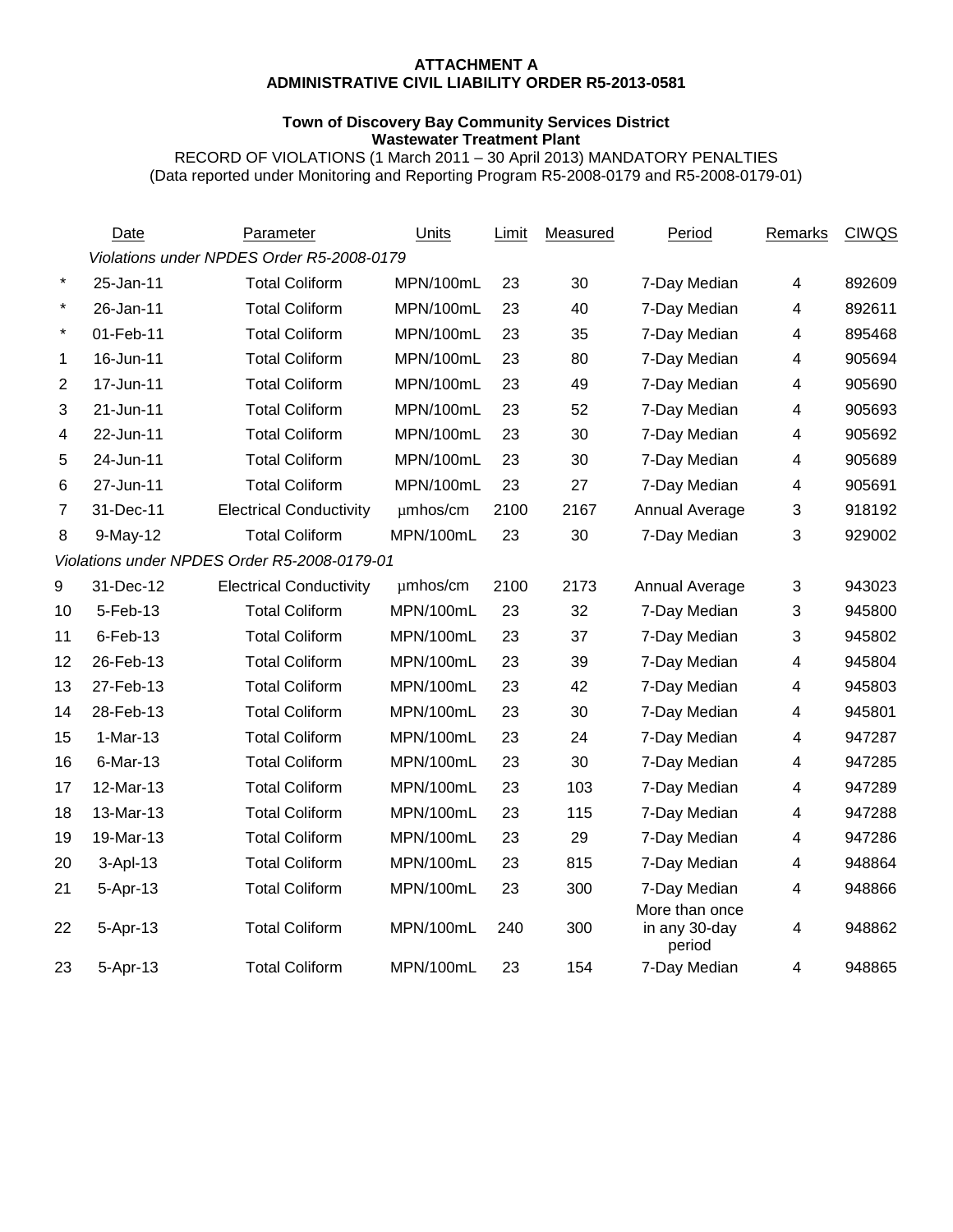**ATTACHMENT A**
**ADMINISTRATIVE CIVIL LIABILITY ORDER R5-2013-0581**

**Town of Discovery Bay Community Services District**
**Wastewater Treatment Plant**
RECORD OF VIOLATIONS (1 March 2011 – 30 April 2013) MANDATORY PENALTIES
(Data reported under Monitoring and Reporting Program R5-2008-0179 and R5-2008-0179-01)

| | Date | Parameter | Units | Limit | Measured | Period | Remarks | CIWQS |
|---|---|---|---|---|---|---|---|---|
| | *Violations under NPDES Order R5-2008-0179* | | | | | | | |
| * | 25-Jan-11 | Total Coliform | MPN/100mL | 23 | 30 | 7-Day Median | 4 | 892609 |
| * | 26-Jan-11 | Total Coliform | MPN/100mL | 23 | 40 | 7-Day Median | 4 | 892611 |
| * | 01-Feb-11 | Total Coliform | MPN/100mL | 23 | 35 | 7-Day Median | 4 | 895468 |
| 1 | 16-Jun-11 | Total Coliform | MPN/100mL | 23 | 80 | 7-Day Median | 4 | 905694 |
| 2 | 17-Jun-11 | Total Coliform | MPN/100mL | 23 | 49 | 7-Day Median | 4 | 905690 |
| 3 | 21-Jun-11 | Total Coliform | MPN/100mL | 23 | 52 | 7-Day Median | 4 | 905693 |
| 4 | 22-Jun-11 | Total Coliform | MPN/100mL | 23 | 30 | 7-Day Median | 4 | 905692 |
| 5 | 24-Jun-11 | Total Coliform | MPN/100mL | 23 | 30 | 7-Day Median | 4 | 905689 |
| 6 | 27-Jun-11 | Total Coliform | MPN/100mL | 23 | 27 | 7-Day Median | 4 | 905691 |
| 7 | 31-Dec-11 | Electrical Conductivity | µmhos/cm | 2100 | 2167 | Annual Average | 3 | 918192 |
| 8 | 9-May-12 | Total Coliform | MPN/100mL | 23 | 30 | 7-Day Median | 3 | 929002 |
| | *Violations under NPDES Order R5-2008-0179-01* | | | | | | | |
| 9 | 31-Dec-12 | Electrical Conductivity | µmhos/cm | 2100 | 2173 | Annual Average | 3 | 943023 |
| 10 | 5-Feb-13 | Total Coliform | MPN/100mL | 23 | 32 | 7-Day Median | 3 | 945800 |
| 11 | 6-Feb-13 | Total Coliform | MPN/100mL | 23 | 37 | 7-Day Median | 3 | 945802 |
| 12 | 26-Feb-13 | Total Coliform | MPN/100mL | 23 | 39 | 7-Day Median | 4 | 945804 |
| 13 | 27-Feb-13 | Total Coliform | MPN/100mL | 23 | 42 | 7-Day Median | 4 | 945803 |
| 14 | 28-Feb-13 | Total Coliform | MPN/100mL | 23 | 30 | 7-Day Median | 4 | 945801 |
| 15 | 1-Mar-13 | Total Coliform | MPN/100mL | 23 | 24 | 7-Day Median | 4 | 947287 |
| 16 | 6-Mar-13 | Total Coliform | MPN/100mL | 23 | 30 | 7-Day Median | 4 | 947285 |
| 17 | 12-Mar-13 | Total Coliform | MPN/100mL | 23 | 103 | 7-Day Median | 4 | 947289 |
| 18 | 13-Mar-13 | Total Coliform | MPN/100mL | 23 | 115 | 7-Day Median | 4 | 947288 |
| 19 | 19-Mar-13 | Total Coliform | MPN/100mL | 23 | 29 | 7-Day Median | 4 | 947286 |
| 20 | 3-Apl-13 | Total Coliform | MPN/100mL | 23 | 815 | 7-Day Median | 4 | 948864 |
| 21 | 5-Apr-13 | Total Coliform | MPN/100mL | 23 | 300 | 7-Day Median | 4 | 948866 |
| 22 | 5-Apr-13 | Total Coliform | MPN/100mL | 240 | 300 | More than once in any 30-day period | 4 | 948862 |
| 23 | 5-Apr-13 | Total Coliform | MPN/100mL | 23 | 154 | 7-Day Median | 4 | 948865 |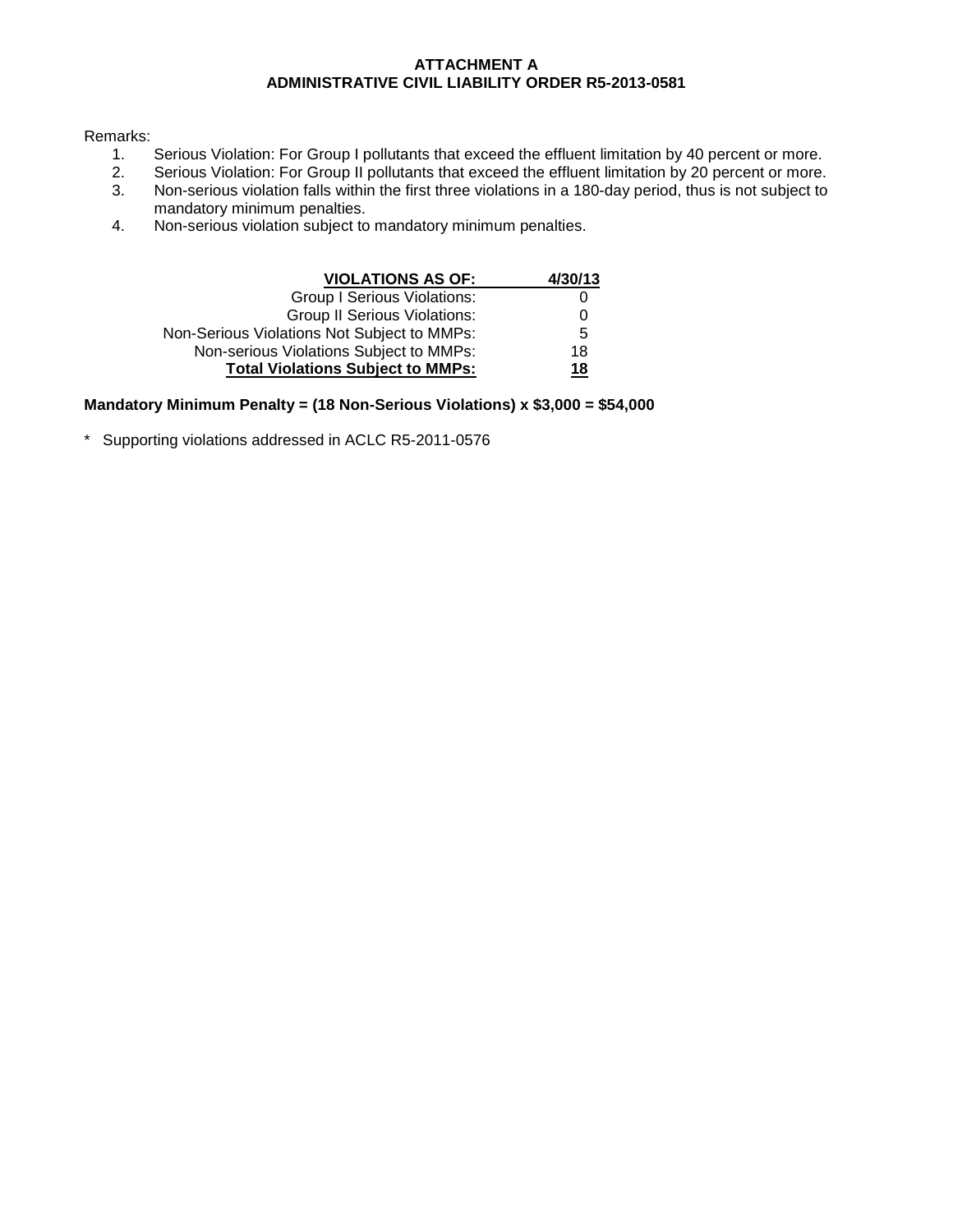**ATTACHMENT A**
**ADMINISTRATIVE CIVIL LIABILITY ORDER R5-2013-0581**

Remarks:

1. Serious Violation: For Group I pollutants that exceed the effluent limitation by 40 percent or more.
2. Serious Violation: For Group II pollutants that exceed the effluent limitation by 20 percent or more.
3. Non-serious violation falls within the first three violations in a 180-day period, thus is not subject to mandatory minimum penalties.
4. Non-serious violation subject to mandatory minimum penalties.

| **VIOLATIONS AS OF:** | **4/30/13** |
|---:|---:|
| Group I Serious Violations: | 0 |
| Group II Serious Violations: | 0 |
| Non-Serious Violations Not Subject to MMPs: | 5 |
| Non-serious Violations Subject to MMPs: | 18 |
| **Total Violations Subject to MMPs:** | **18** |

**Mandatory Minimum Penalty = (18 Non-Serious Violations) x $3,000 = $54,000**

\* Supporting violations addressed in ACLC R5-2011-0576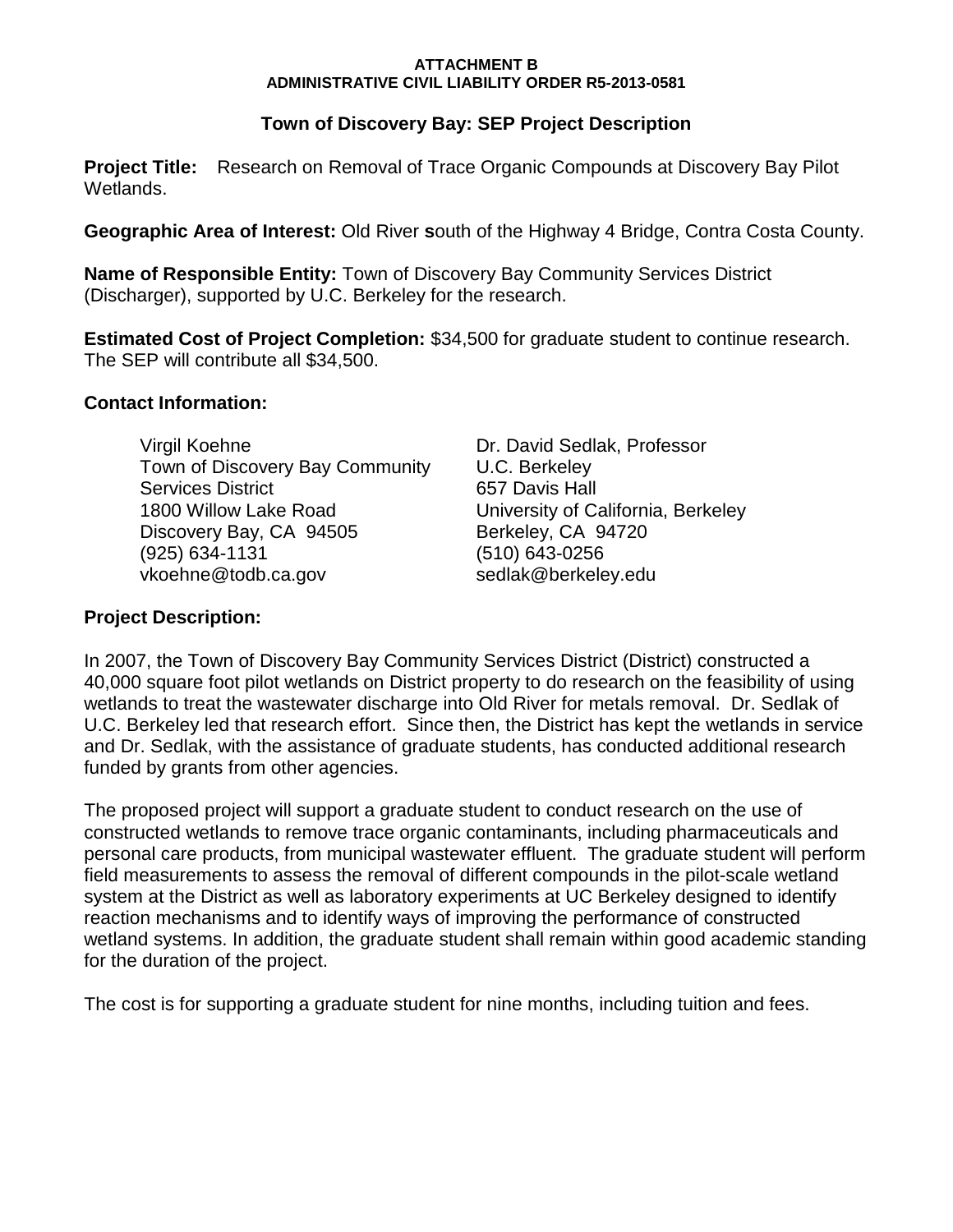**ATTACHMENT B**
**ADMINISTRATIVE CIVIL LIABILITY ORDER R5-2013-0581**

## Town of Discovery Bay: SEP Project Description

**Project Title:** Research on Removal of Trace Organic Compounds at Discovery Bay Pilot Wetlands.

**Geographic Area of Interest:** Old River **s**outh of the Highway 4 Bridge, Contra Costa County.

**Name of Responsible Entity:** Town of Discovery Bay Community Services District (Discharger), supported by U.C. Berkeley for the research.

**Estimated Cost of Project Completion:** $34,500 for graduate student to continue research. The SEP will contribute all $34,500.

**Contact Information:**

Virgil Koehne
Town of Discovery Bay Community Services District
1800 Willow Lake Road
Discovery Bay, CA 94505
(925) 634-1131
vkoehne@todb.ca.gov

Dr. David Sedlak, Professor
U.C. Berkeley
657 Davis Hall
University of California, Berkeley
Berkeley, CA 94720
(510) 643-0256
sedlak@berkeley.edu

**Project Description:**

In 2007, the Town of Discovery Bay Community Services District (District) constructed a 40,000 square foot pilot wetlands on District property to do research on the feasibility of using wetlands to treat the wastewater discharge into Old River for metals removal. Dr. Sedlak of U.C. Berkeley led that research effort. Since then, the District has kept the wetlands in service and Dr. Sedlak, with the assistance of graduate students, has conducted additional research funded by grants from other agencies.

The proposed project will support a graduate student to conduct research on the use of constructed wetlands to remove trace organic contaminants, including pharmaceuticals and personal care products, from municipal wastewater effluent. The graduate student will perform field measurements to assess the removal of different compounds in the pilot-scale wetland system at the District as well as laboratory experiments at UC Berkeley designed to identify reaction mechanisms and to identify ways of improving the performance of constructed wetland systems. In addition, the graduate student shall remain within good academic standing for the duration of the project.

The cost is for supporting a graduate student for nine months, including tuition and fees.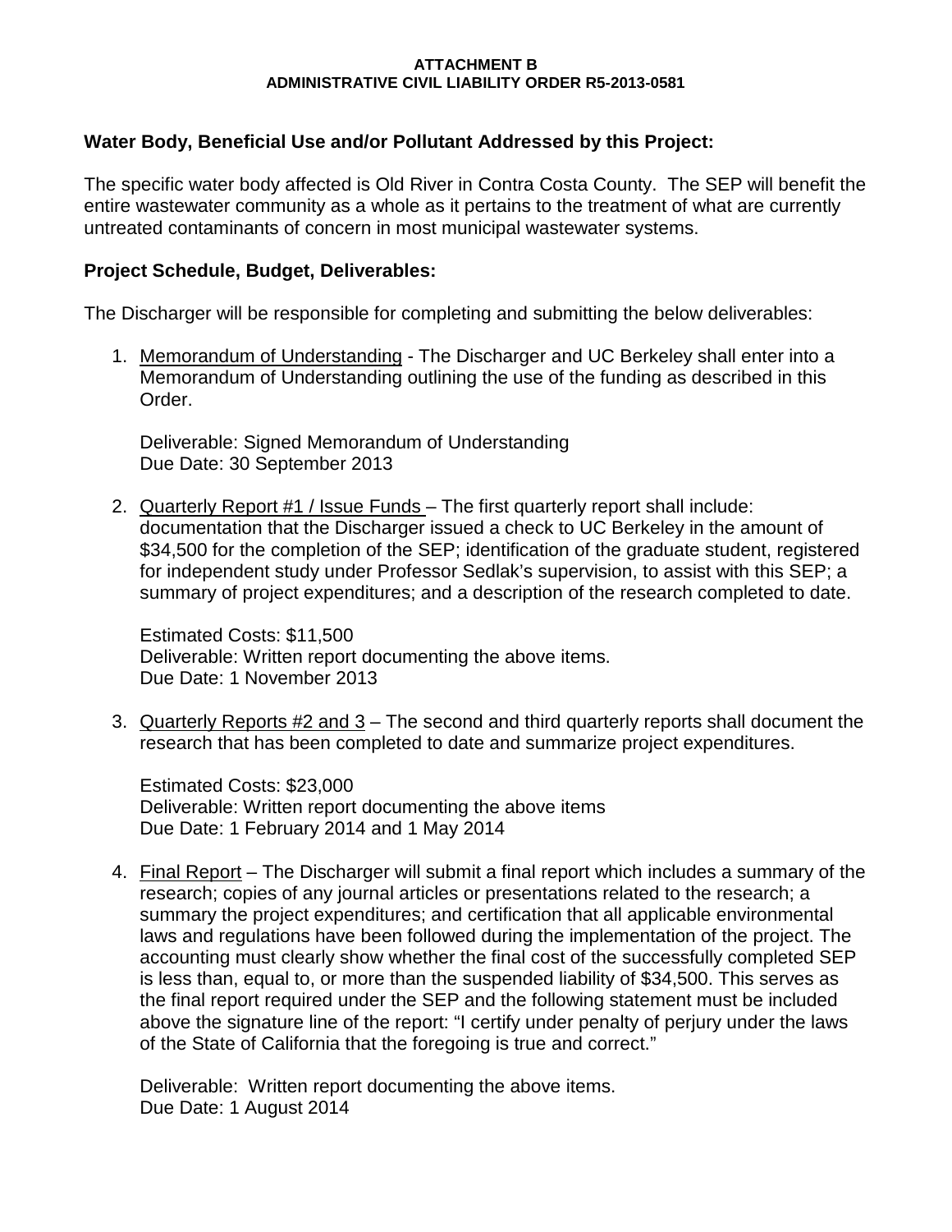**ATTACHMENT B**
**ADMINISTRATIVE CIVIL LIABILITY ORDER R5-2013-0581**

### Water Body, Beneficial Use and/or Pollutant Addressed by this Project:

The specific water body affected is Old River in Contra Costa County. The SEP will benefit the entire wastewater community as a whole as it pertains to the treatment of what are currently untreated contaminants of concern in most municipal wastewater systems.

### Project Schedule, Budget, Deliverables:

The Discharger will be responsible for completing and submitting the below deliverables:

1. <u>Memorandum of Understanding</u> - The Discharger and UC Berkeley shall enter into a Memorandum of Understanding outlining the use of the funding as described in this Order.

   Deliverable: Signed Memorandum of Understanding
   Due Date: 30 September 2013

2. <u>Quarterly Report #1 / Issue Funds</u> – The first quarterly report shall include: documentation that the Discharger issued a check to UC Berkeley in the amount of $34,500 for the completion of the SEP; identification of the graduate student, registered for independent study under Professor Sedlak's supervision, to assist with this SEP; a summary of project expenditures; and a description of the research completed to date.

   Estimated Costs: $11,500
   Deliverable: Written report documenting the above items.
   Due Date: 1 November 2013

3. <u>Quarterly Reports #2 and 3</u> – The second and third quarterly reports shall document the research that has been completed to date and summarize project expenditures.

   Estimated Costs: $23,000
   Deliverable: Written report documenting the above items
   Due Date: 1 February 2014 and 1 May 2014

4. <u>Final Report</u> – The Discharger will submit a final report which includes a summary of the research; copies of any journal articles or presentations related to the research; a summary the project expenditures; and certification that all applicable environmental laws and regulations have been followed during the implementation of the project. The accounting must clearly show whether the final cost of the successfully completed SEP is less than, equal to, or more than the suspended liability of $34,500. This serves as the final report required under the SEP and the following statement must be included above the signature line of the report: "I certify under penalty of perjury under the laws of the State of California that the foregoing is true and correct."

   Deliverable: Written report documenting the above items.
   Due Date: 1 August 2014